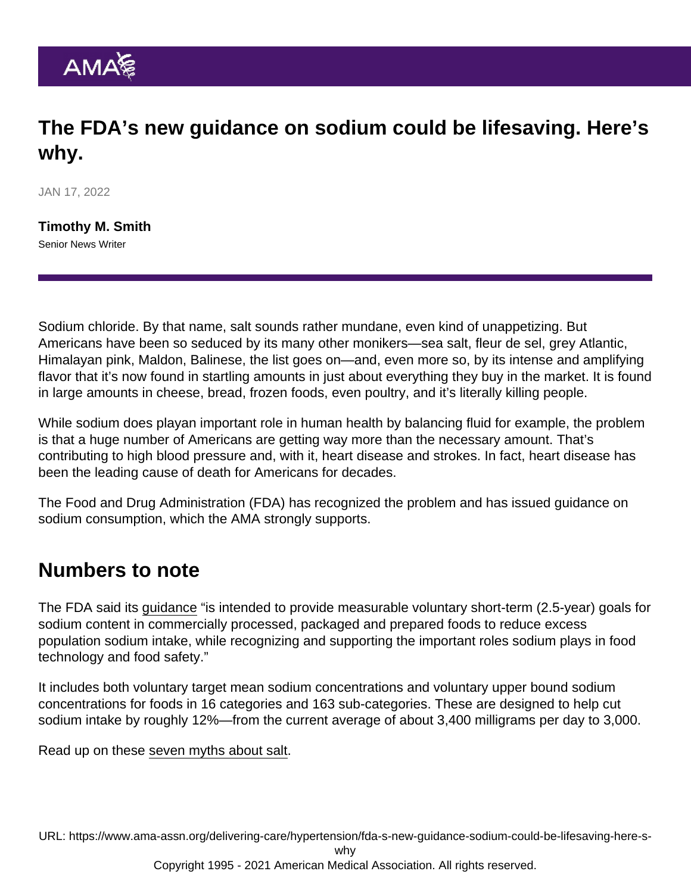AMA

# The FDA's new guidance on sodium could be lifesaving. Here's why.

JAN 17, 2022

**Timothy M. Smith**
Senior News Writer

Sodium chloride. By that name, salt sounds rather mundane, even kind of unappetizing. But Americans have been so seduced by its many other monikers—sea salt, fleur de sel, grey Atlantic, Himalayan pink, Maldon, Balinese, the list goes on—and, even more so, by its intense and amplifying flavor that it's now found in startling amounts in just about everything they buy in the market. It is found in large amounts in cheese, bread, frozen foods, even poultry, and it's literally killing people.

While sodium does playan important role in human health by balancing fluid for example, the problem is that a huge number of Americans are getting way more than the necessary amount. That's contributing to high blood pressure and, with it, heart disease and strokes. In fact, heart disease has been the leading cause of death for Americans for decades.

The Food and Drug Administration (FDA) has recognized the problem and has issued guidance on sodium consumption, which the AMA strongly supports.

## Numbers to note

The FDA said its guidance "is intended to provide measurable voluntary short-term (2.5-year) goals for sodium content in commercially processed, packaged and prepared foods to reduce excess population sodium intake, while recognizing and supporting the important roles sodium plays in food technology and food safety."

It includes both voluntary target mean sodium concentrations and voluntary upper bound sodium concentrations for foods in 16 categories and 163 sub-categories. These are designed to help cut sodium intake by roughly 12%—from the current average of about 3,400 milligrams per day to 3,000.

Read up on these seven myths about salt.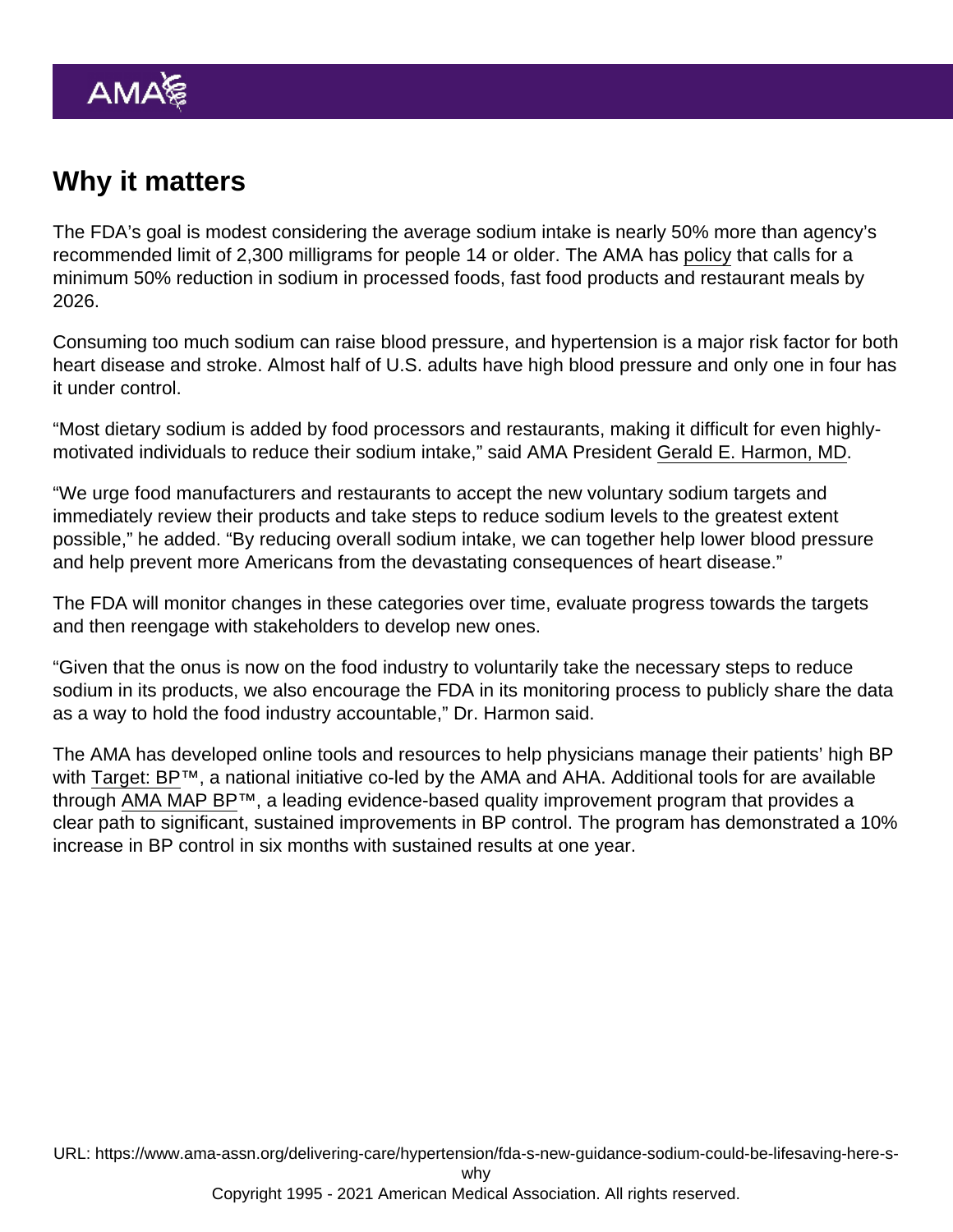## Why it matters

The FDA's goal is modest considering the average sodium intake is nearly 50% more than agency's recommended limit of 2,300 milligrams for people 14 or older. The AMA has policy that calls for a minimum 50% reduction in sodium in processed foods, fast food products and restaurant meals by 2026.

Consuming too much sodium can raise blood pressure, and hypertension is a major risk factor for both heart disease and stroke. Almost half of U.S. adults have high blood pressure and only one in four has it under control.

"Most dietary sodium is added by food processors and restaurants, making it difficult for even highly-motivated individuals to reduce their sodium intake," said AMA President Gerald E. Harmon, MD.

"We urge food manufacturers and restaurants to accept the new voluntary sodium targets and immediately review their products and take steps to reduce sodium levels to the greatest extent possible," he added. "By reducing overall sodium intake, we can together help lower blood pressure and help prevent more Americans from the devastating consequences of heart disease."

The FDA will monitor changes in these categories over time, evaluate progress towards the targets and then reengage with stakeholders to develop new ones.

"Given that the onus is now on the food industry to voluntarily take the necessary steps to reduce sodium in its products, we also encourage the FDA in its monitoring process to publicly share the data as a way to hold the food industry accountable," Dr. Harmon said.

The AMA has developed online tools and resources to help physicians manage their patients' high BP with Target: BP™, a national initiative co-led by the AMA and AHA. Additional tools for are available through AMA MAP BP™, a leading evidence-based quality improvement program that provides a clear path to significant, sustained improvements in BP control. The program has demonstrated a 10% increase in BP control in six months with sustained results at one year.